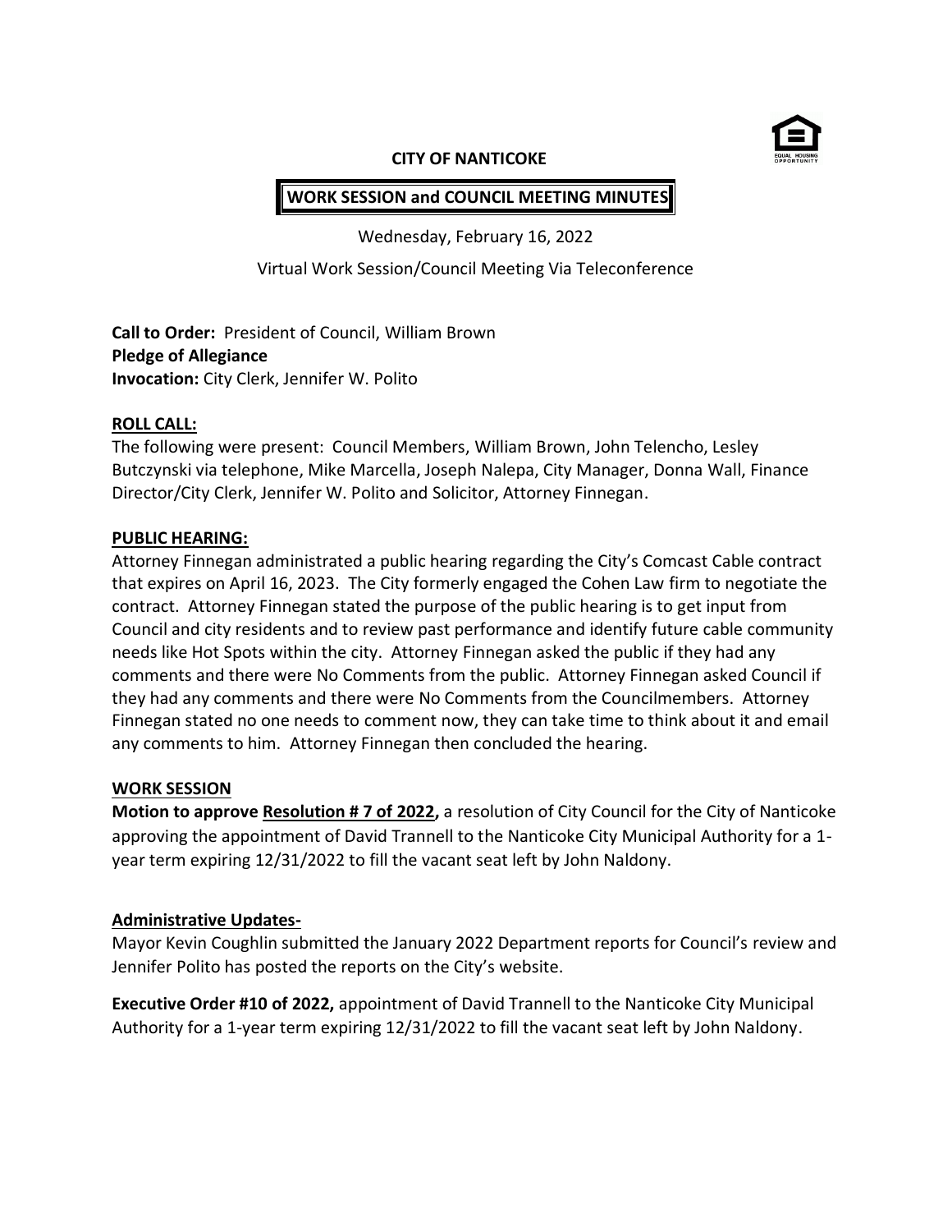# CITY OF NANTICOKE

## WORK SESSION and COUNCIL MEETING MINUTES

Wednesday, February 16, 2022

Virtual Work Session/Council Meeting Via Teleconference

**Call to Order:** President of Council, William Brown
**Pledge of Allegiance**
**Invocation:** City Clerk, Jennifer W. Polito

**ROLL CALL:**
The following were present: Council Members, William Brown, John Telencho, Lesley Butczynski via telephone, Mike Marcella, Joseph Nalepa, City Manager, Donna Wall, Finance Director/City Clerk, Jennifer W. Polito and Solicitor, Attorney Finnegan.

**PUBLIC HEARING:**
Attorney Finnegan administrated a public hearing regarding the City's Comcast Cable contract that expires on April 16, 2023. The City formerly engaged the Cohen Law firm to negotiate the contract. Attorney Finnegan stated the purpose of the public hearing is to get input from Council and city residents and to review past performance and identify future cable community needs like Hot Spots within the city. Attorney Finnegan asked the public if they had any comments and there were No Comments from the public. Attorney Finnegan asked Council if they had any comments and there were No Comments from the Councilmembers. Attorney Finnegan stated no one needs to comment now, they can take time to think about it and email any comments to him. Attorney Finnegan then concluded the hearing.

**WORK SESSION**
**Motion to approve Resolution # 7 of 2022,** a resolution of City Council for the City of Nanticoke approving the appointment of David Trannell to the Nanticoke City Municipal Authority for a 1-year term expiring 12/31/2022 to fill the vacant seat left by John Naldony.

**Administrative Updates-**
Mayor Kevin Coughlin submitted the January 2022 Department reports for Council's review and Jennifer Polito has posted the reports on the City's website.

**Executive Order #10 of 2022,** appointment of David Trannell to the Nanticoke City Municipal Authority for a 1-year term expiring 12/31/2022 to fill the vacant seat left by John Naldony.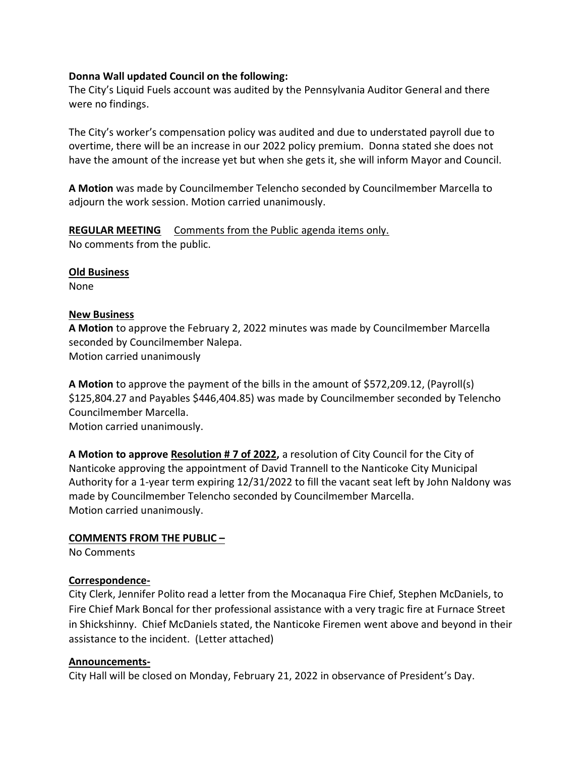**Donna Wall updated Council on the following:**
The City's Liquid Fuels account was audited by the Pennsylvania Auditor General and there were no findings.

The City's worker's compensation policy was audited and due to understated payroll due to overtime, there will be an increase in our 2022 policy premium. Donna stated she does not have the amount of the increase yet but when she gets it, she will inform Mayor and Council.

**A Motion** was made by Councilmember Telencho seconded by Councilmember Marcella to adjourn the work session. Motion carried unanimously.

<u>**REGULAR MEETING**</u> <u>Comments from the Public agenda items only.</u>
No comments from the public.

<u>**Old Business**</u>
None

<u>**New Business**</u>
**A Motion** to approve the February 2, 2022 minutes was made by Councilmember Marcella seconded by Councilmember Nalepa.
Motion carried unanimously

**A Motion** to approve the payment of the bills in the amount of $572,209.12, (Payroll(s) $125,804.27 and Payables $446,404.85) was made by Councilmember seconded by Telencho Councilmember Marcella.
Motion carried unanimously.

**A Motion to approve <u>Resolution # 7 of 2022</u>,** a resolution of City Council for the City of Nanticoke approving the appointment of David Trannell to the Nanticoke City Municipal Authority for a 1-year term expiring 12/31/2022 to fill the vacant seat left by John Naldony was made by Councilmember Telencho seconded by Councilmember Marcella.
Motion carried unanimously.

<u>**COMMENTS FROM THE PUBLIC –**</u>
No Comments

<u>**Correspondence-**</u>
City Clerk, Jennifer Polito read a letter from the Mocanaqua Fire Chief, Stephen McDaniels, to Fire Chief Mark Boncal for ther professional assistance with a very tragic fire at Furnace Street in Shickshinny. Chief McDaniels stated, the Nanticoke Firemen went above and beyond in their assistance to the incident. (Letter attached)

<u>**Announcements-**</u>
City Hall will be closed on Monday, February 21, 2022 in observance of President's Day.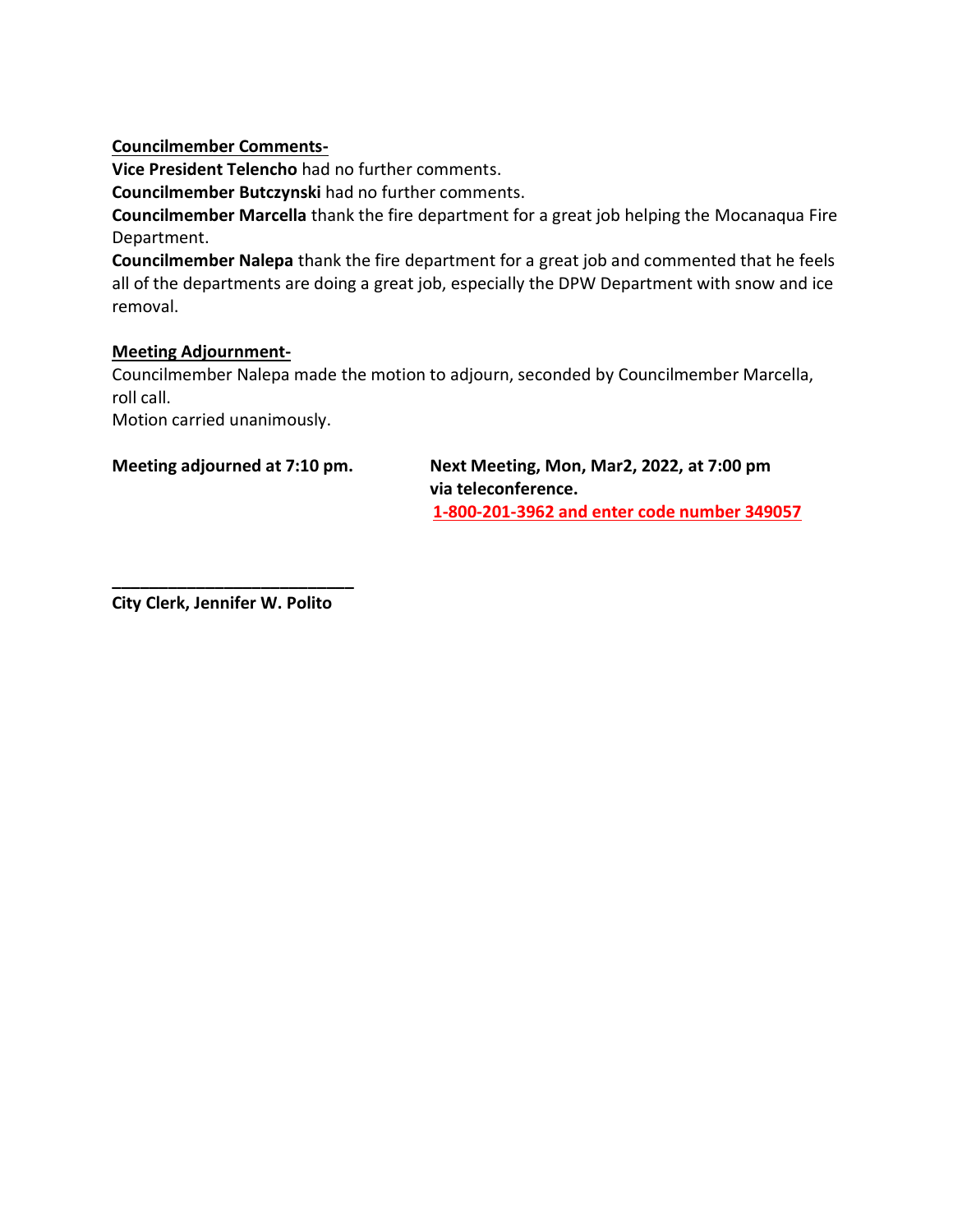**Councilmember Comments-**

**Vice President Telencho** had no further comments.
**Councilmember Butczynski** had no further comments.
**Councilmember Marcella** thank the fire department for a great job helping the Mocanaqua Fire Department.
**Councilmember Nalepa** thank the fire department for a great job and commented that he feels all of the departments are doing a great job, especially the DPW Department with snow and ice removal.

**Meeting Adjournment-**

Councilmember Nalepa made the motion to adjourn, seconded by Councilmember Marcella, roll call.
Motion carried unanimously.

**Meeting adjourned at 7:10 pm.**

**Next Meeting, Mon, Mar2, 2022, at 7:00 pm via teleconference.**
**1-800-201-3962 and enter code number 349057**

___________________________

**City Clerk, Jennifer W. Polito**